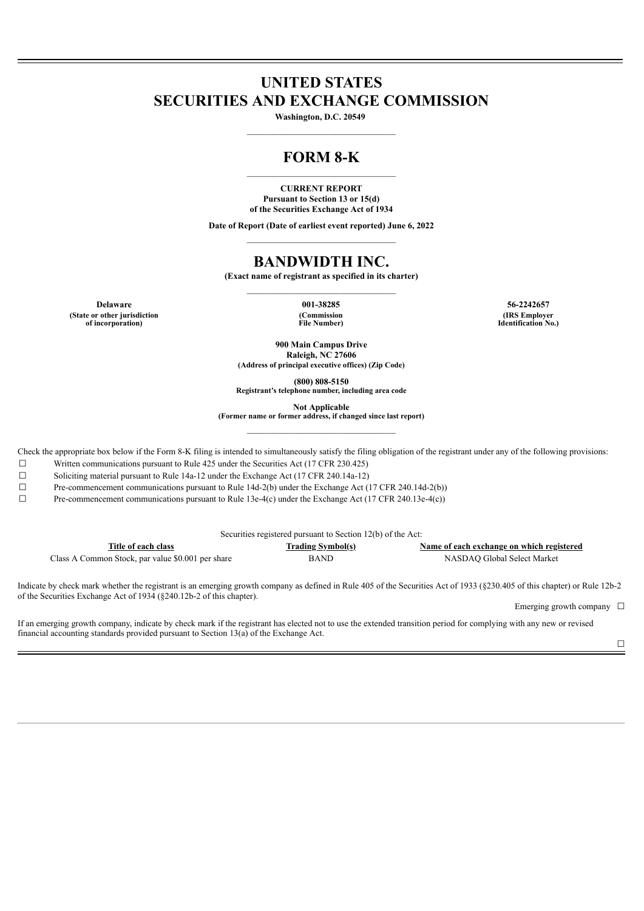# UNITED STATES
# SECURITIES AND EXCHANGE COMMISSION

**Washington, D.C. 20549**

---

# FORM 8-K

---

**CURRENT REPORT**
**Pursuant to Section 13 or 15(d)**
**of the Securities Exchange Act of 1934**

**Date of Report (Date of earliest event reported) June 6, 2022**

---

# BANDWIDTH INC.

**(Exact name of registrant as specified in its charter)**

---

| Delaware | 001-38285 | 56-2242657 |
|---|---|---|
| (State or other jurisdiction of incorporation) | (Commission File Number) | (IRS Employer Identification No.) |

**900 Main Campus Drive**
**Raleigh, NC 27606**
**(Address of principal executive offices) (Zip Code)**

**(800) 808-5150**
**Registrant's telephone number, including area code**

**Not Applicable**
**(Former name or former address, if changed since last report)**

---

Check the appropriate box below if the Form 8-K filing is intended to simultaneously satisfy the filing obligation of the registrant under any of the following provisions:

☐ Written communications pursuant to Rule 425 under the Securities Act (17 CFR 230.425)

☐ Soliciting material pursuant to Rule 14a-12 under the Exchange Act (17 CFR 240.14a-12)

☐ Pre-commencement communications pursuant to Rule 14d-2(b) under the Exchange Act (17 CFR 240.14d-2(b))

☐ Pre-commencement communications pursuant to Rule 13e-4(c) under the Exchange Act (17 CFR 240.13e-4(c))

Securities registered pursuant to Section 12(b) of the Act:

| Title of each class | Trading Symbol(s) | Name of each exchange on which registered |
|---|---|---|
| Class A Common Stock, par value $0.001 per share | BAND | NASDAQ Global Select Market |

Indicate by check mark whether the registrant is an emerging growth company as defined in Rule 405 of the Securities Act of 1933 (§230.405 of this chapter) or Rule 12b-2 of the Securities Exchange Act of 1934 (§240.12b-2 of this chapter).

Emerging growth company ☐

If an emerging growth company, indicate by check mark if the registrant has elected not to use the extended transition period for complying with any new or revised financial accounting standards provided pursuant to Section 13(a) of the Exchange Act.

☐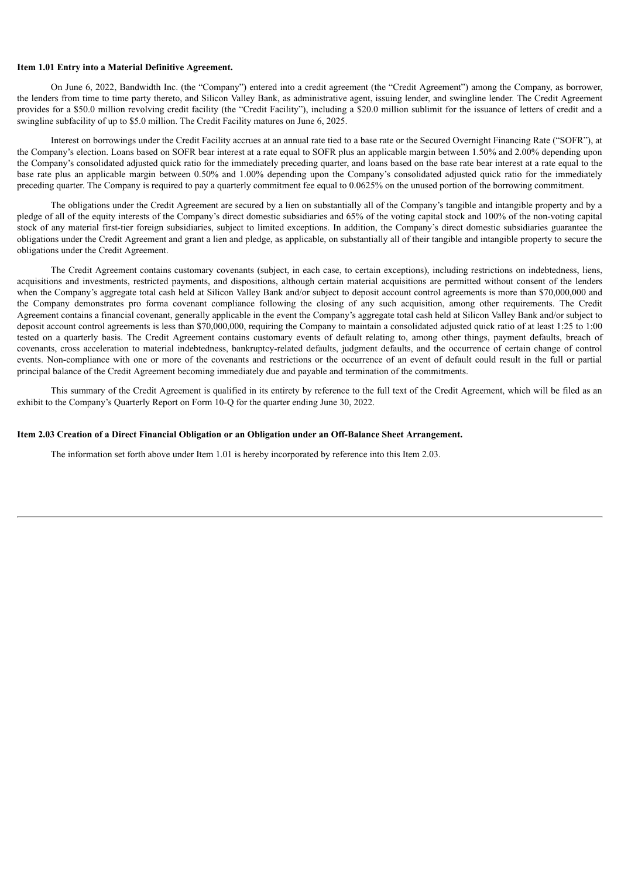**Item 1.01 Entry into a Material Definitive Agreement.**

On June 6, 2022, Bandwidth Inc. (the "Company") entered into a credit agreement (the "Credit Agreement") among the Company, as borrower, the lenders from time to time party thereto, and Silicon Valley Bank, as administrative agent, issuing lender, and swingline lender. The Credit Agreement provides for a $50.0 million revolving credit facility (the "Credit Facility"), including a $20.0 million sublimit for the issuance of letters of credit and a swingline subfacility of up to $5.0 million. The Credit Facility matures on June 6, 2025.

Interest on borrowings under the Credit Facility accrues at an annual rate tied to a base rate or the Secured Overnight Financing Rate ("SOFR"), at the Company's election. Loans based on SOFR bear interest at a rate equal to SOFR plus an applicable margin between 1.50% and 2.00% depending upon the Company's consolidated adjusted quick ratio for the immediately preceding quarter, and loans based on the base rate bear interest at a rate equal to the base rate plus an applicable margin between 0.50% and 1.00% depending upon the Company's consolidated adjusted quick ratio for the immediately preceding quarter. The Company is required to pay a quarterly commitment fee equal to 0.0625% on the unused portion of the borrowing commitment.

The obligations under the Credit Agreement are secured by a lien on substantially all of the Company's tangible and intangible property and by a pledge of all of the equity interests of the Company's direct domestic subsidiaries and 65% of the voting capital stock and 100% of the non-voting capital stock of any material first-tier foreign subsidiaries, subject to limited exceptions. In addition, the Company's direct domestic subsidiaries guarantee the obligations under the Credit Agreement and grant a lien and pledge, as applicable, on substantially all of their tangible and intangible property to secure the obligations under the Credit Agreement.

The Credit Agreement contains customary covenants (subject, in each case, to certain exceptions), including restrictions on indebtedness, liens, acquisitions and investments, restricted payments, and dispositions, although certain material acquisitions are permitted without consent of the lenders when the Company's aggregate total cash held at Silicon Valley Bank and/or subject to deposit account control agreements is more than $70,000,000 and the Company demonstrates pro forma covenant compliance following the closing of any such acquisition, among other requirements. The Credit Agreement contains a financial covenant, generally applicable in the event the Company's aggregate total cash held at Silicon Valley Bank and/or subject to deposit account control agreements is less than $70,000,000, requiring the Company to maintain a consolidated adjusted quick ratio of at least 1:25 to 1:00 tested on a quarterly basis. The Credit Agreement contains customary events of default relating to, among other things, payment defaults, breach of covenants, cross acceleration to material indebtedness, bankruptcy-related defaults, judgment defaults, and the occurrence of certain change of control events. Non-compliance with one or more of the covenants and restrictions or the occurrence of an event of default could result in the full or partial principal balance of the Credit Agreement becoming immediately due and payable and termination of the commitments.

This summary of the Credit Agreement is qualified in its entirety by reference to the full text of the Credit Agreement, which will be filed as an exhibit to the Company's Quarterly Report on Form 10-Q for the quarter ending June 30, 2022.

**Item 2.03 Creation of a Direct Financial Obligation or an Obligation under an Off-Balance Sheet Arrangement.**

The information set forth above under Item 1.01 is hereby incorporated by reference into this Item 2.03.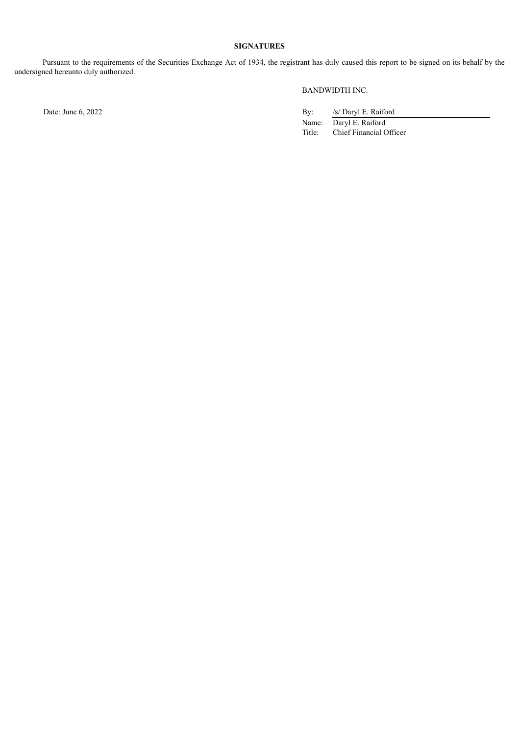**SIGNATURES**

Pursuant to the requirements of the Securities Exchange Act of 1934, the registrant has duly caused this report to be signed on its behalf by the undersigned hereunto duly authorized.

BANDWIDTH INC.

| | | |
|---|---|---|
| Date: June 6, 2022 | By: | /s/ Daryl E. Raiford |
| | Name: | Daryl E. Raiford |
| | Title: | Chief Financial Officer |